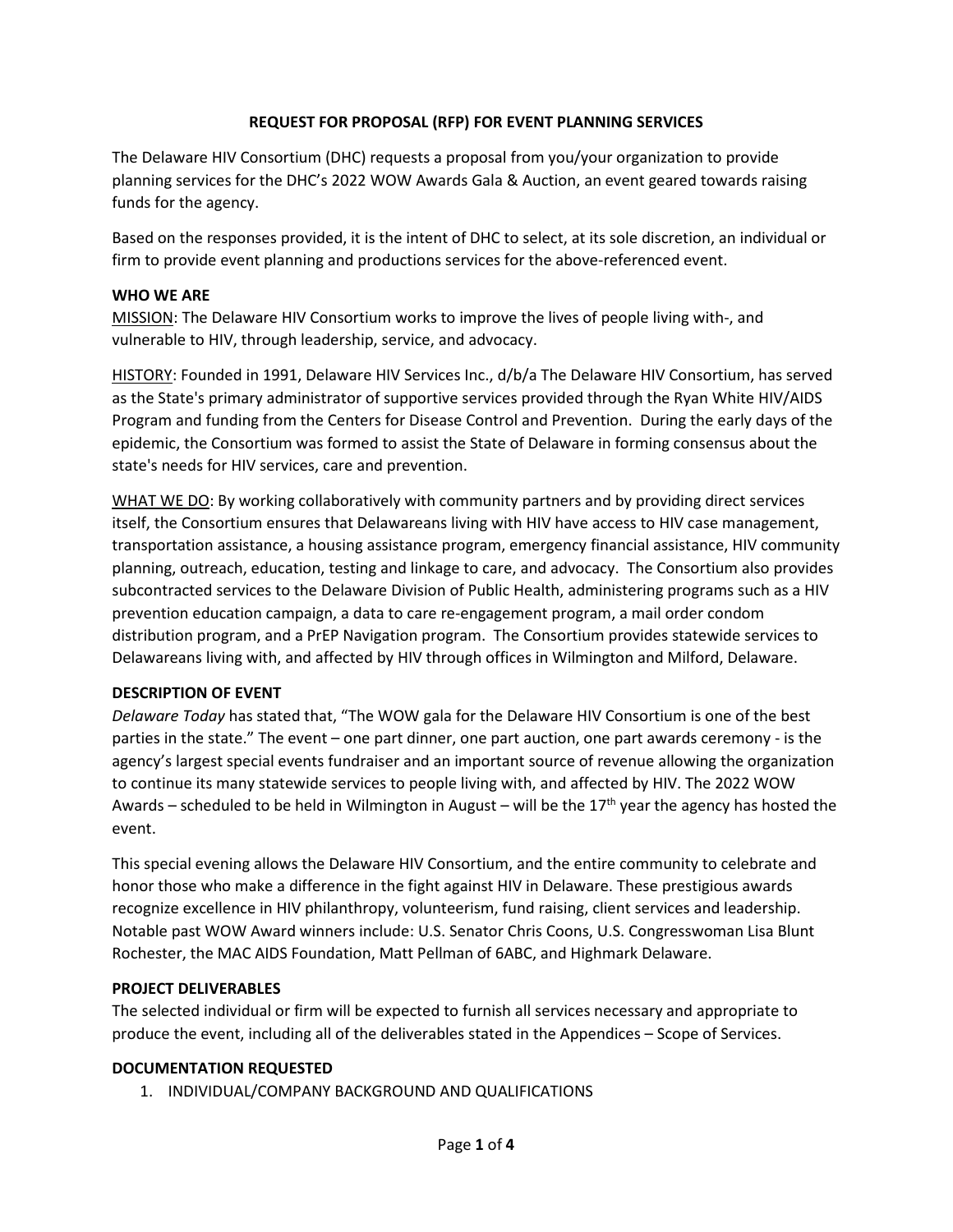# REQUEST FOR PROPOSAL (RFP) FOR EVENT PLANNING SERVICES

The Delaware HIV Consortium (DHC) requests a proposal from you/your organization to provide planning services for the DHC's 2022 WOW Awards Gala & Auction, an event geared towards raising funds for the agency.

Based on the responses provided, it is the intent of DHC to select, at its sole discretion, an individual or firm to provide event planning and productions services for the above-referenced event.

## WHO WE ARE

<u>MISSION</u>: The Delaware HIV Consortium works to improve the lives of people living with-, and vulnerable to HIV, through leadership, service, and advocacy.

<u>HISTORY</u>: Founded in 1991, Delaware HIV Services Inc., d/b/a The Delaware HIV Consortium, has served as the State's primary administrator of supportive services provided through the Ryan White HIV/AIDS Program and funding from the Centers for Disease Control and Prevention. During the early days of the epidemic, the Consortium was formed to assist the State of Delaware in forming consensus about the state's needs for HIV services, care and prevention.

<u>WHAT WE DO</u>: By working collaboratively with community partners and by providing direct services itself, the Consortium ensures that Delawareans living with HIV have access to HIV case management, transportation assistance, a housing assistance program, emergency financial assistance, HIV community planning, outreach, education, testing and linkage to care, and advocacy. The Consortium also provides subcontracted services to the Delaware Division of Public Health, administering programs such as a HIV prevention education campaign, a data to care re-engagement program, a mail order condom distribution program, and a PrEP Navigation program. The Consortium provides statewide services to Delawareans living with, and affected by HIV through offices in Wilmington and Milford, Delaware.

## DESCRIPTION OF EVENT

*Delaware Today* has stated that, "The WOW gala for the Delaware HIV Consortium is one of the best parties in the state." The event – one part dinner, one part auction, one part awards ceremony - is the agency's largest special events fundraiser and an important source of revenue allowing the organization to continue its many statewide services to people living with, and affected by HIV. The 2022 WOW Awards – scheduled to be held in Wilmington in August – will be the 17th year the agency has hosted the event.

This special evening allows the Delaware HIV Consortium, and the entire community to celebrate and honor those who make a difference in the fight against HIV in Delaware. These prestigious awards recognize excellence in HIV philanthropy, volunteerism, fund raising, client services and leadership. Notable past WOW Award winners include: U.S. Senator Chris Coons, U.S. Congresswoman Lisa Blunt Rochester, the MAC AIDS Foundation, Matt Pellman of 6ABC, and Highmark Delaware.

## PROJECT DELIVERABLES

The selected individual or firm will be expected to furnish all services necessary and appropriate to produce the event, including all of the deliverables stated in the Appendices – Scope of Services.

## DOCUMENTATION REQUESTED

1. INDIVIDUAL/COMPANY BACKGROUND AND QUALIFICATIONS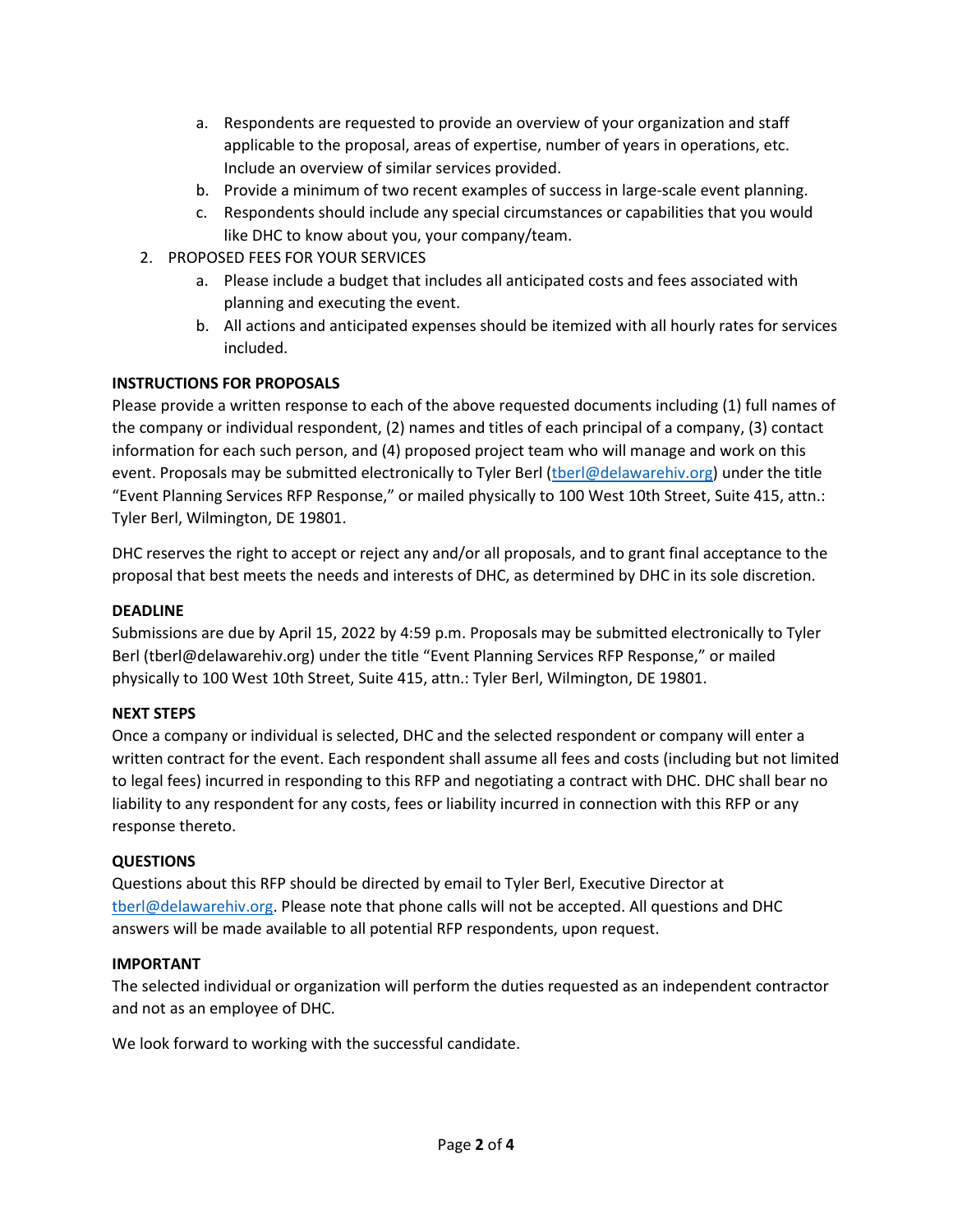a. Respondents are requested to provide an overview of your organization and staff applicable to the proposal, areas of expertise, number of years in operations, etc. Include an overview of similar services provided.
   b. Provide a minimum of two recent examples of success in large-scale event planning.
   c. Respondents should include any special circumstances or capabilities that you would like DHC to know about you, your company/team.
2. PROPOSED FEES FOR YOUR SERVICES
   a. Please include a budget that includes all anticipated costs and fees associated with planning and executing the event.
   b. All actions and anticipated expenses should be itemized with all hourly rates for services included.

**INSTRUCTIONS FOR PROPOSALS**

Please provide a written response to each of the above requested documents including (1) full names of the company or individual respondent, (2) names and titles of each principal of a company, (3) contact information for each such person, and (4) proposed project team who will manage and work on this event. Proposals may be submitted electronically to Tyler Berl (tberl@delawarehiv.org) under the title "Event Planning Services RFP Response," or mailed physically to 100 West 10th Street, Suite 415, attn.: Tyler Berl, Wilmington, DE 19801.

DHC reserves the right to accept or reject any and/or all proposals, and to grant final acceptance to the proposal that best meets the needs and interests of DHC, as determined by DHC in its sole discretion.

**DEADLINE**

Submissions are due by April 15, 2022 by 4:59 p.m. Proposals may be submitted electronically to Tyler Berl (tberl@delawarehiv.org) under the title "Event Planning Services RFP Response," or mailed physically to 100 West 10th Street, Suite 415, attn.: Tyler Berl, Wilmington, DE 19801.

**NEXT STEPS**

Once a company or individual is selected, DHC and the selected respondent or company will enter a written contract for the event. Each respondent shall assume all fees and costs (including but not limited to legal fees) incurred in responding to this RFP and negotiating a contract with DHC. DHC shall bear no liability to any respondent for any costs, fees or liability incurred in connection with this RFP or any response thereto.

**QUESTIONS**

Questions about this RFP should be directed by email to Tyler Berl, Executive Director at tberl@delawarehiv.org. Please note that phone calls will not be accepted. All questions and DHC answers will be made available to all potential RFP respondents, upon request.

**IMPORTANT**

The selected individual or organization will perform the duties requested as an independent contractor and not as an employee of DHC.

We look forward to working with the successful candidate.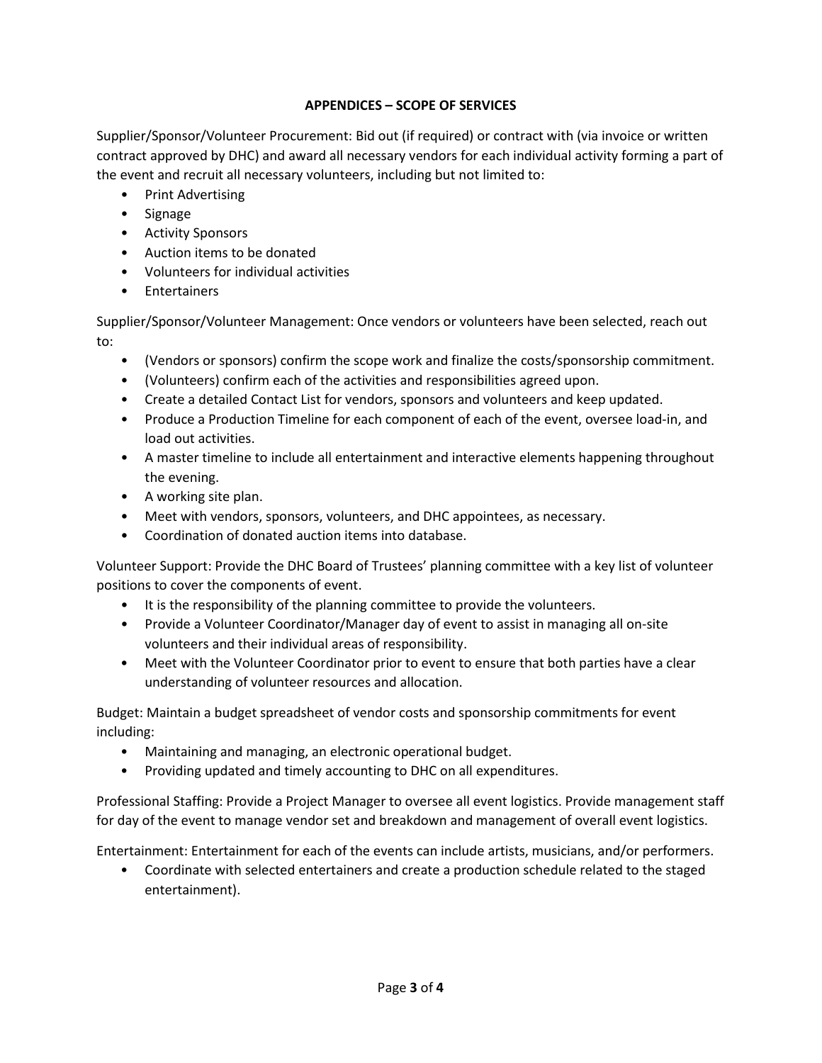## APPENDICES – SCOPE OF SERVICES

Supplier/Sponsor/Volunteer Procurement: Bid out (if required) or contract with (via invoice or written contract approved by DHC) and award all necessary vendors for each individual activity forming a part of the event and recruit all necessary volunteers, including but not limited to:

- Print Advertising
- Signage
- Activity Sponsors
- Auction items to be donated
- Volunteers for individual activities
- Entertainers

Supplier/Sponsor/Volunteer Management: Once vendors or volunteers have been selected, reach out to:

- (Vendors or sponsors) confirm the scope work and finalize the costs/sponsorship commitment.
- (Volunteers) confirm each of the activities and responsibilities agreed upon.
- Create a detailed Contact List for vendors, sponsors and volunteers and keep updated.
- Produce a Production Timeline for each component of each of the event, oversee load-in, and load out activities.
- A master timeline to include all entertainment and interactive elements happening throughout the evening.
- A working site plan.
- Meet with vendors, sponsors, volunteers, and DHC appointees, as necessary.
- Coordination of donated auction items into database.

Volunteer Support: Provide the DHC Board of Trustees' planning committee with a key list of volunteer positions to cover the components of event.

- It is the responsibility of the planning committee to provide the volunteers.
- Provide a Volunteer Coordinator/Manager day of event to assist in managing all on-site volunteers and their individual areas of responsibility.
- Meet with the Volunteer Coordinator prior to event to ensure that both parties have a clear understanding of volunteer resources and allocation.

Budget: Maintain a budget spreadsheet of vendor costs and sponsorship commitments for event including:

- Maintaining and managing, an electronic operational budget.
- Providing updated and timely accounting to DHC on all expenditures.

Professional Staffing: Provide a Project Manager to oversee all event logistics. Provide management staff for day of the event to manage vendor set and breakdown and management of overall event logistics.

Entertainment: Entertainment for each of the events can include artists, musicians, and/or performers.

- Coordinate with selected entertainers and create a production schedule related to the staged entertainment).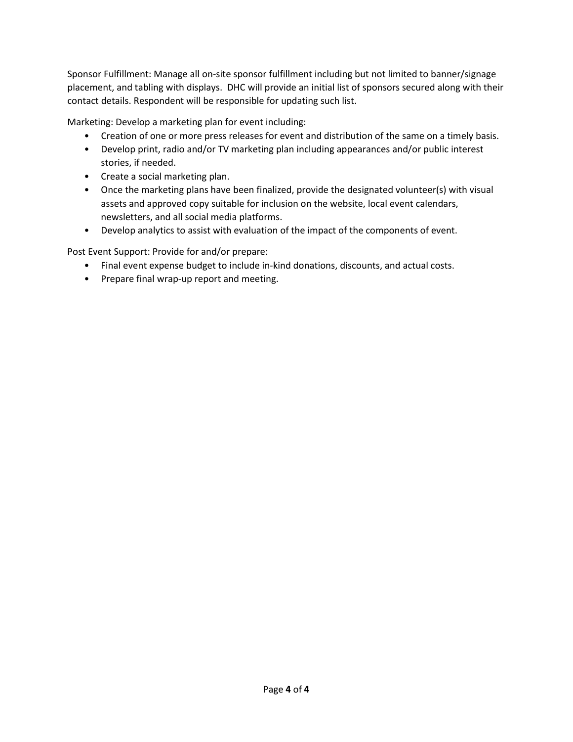Sponsor Fulfillment: Manage all on-site sponsor fulfillment including but not limited to banner/signage placement, and tabling with displays. DHC will provide an initial list of sponsors secured along with their contact details. Respondent will be responsible for updating such list.

Marketing: Develop a marketing plan for event including:

- Creation of one or more press releases for event and distribution of the same on a timely basis.
- Develop print, radio and/or TV marketing plan including appearances and/or public interest stories, if needed.
- Create a social marketing plan.
- Once the marketing plans have been finalized, provide the designated volunteer(s) with visual assets and approved copy suitable for inclusion on the website, local event calendars, newsletters, and all social media platforms.
- Develop analytics to assist with evaluation of the impact of the components of event.

Post Event Support: Provide for and/or prepare:

- Final event expense budget to include in-kind donations, discounts, and actual costs.
- Prepare final wrap-up report and meeting.